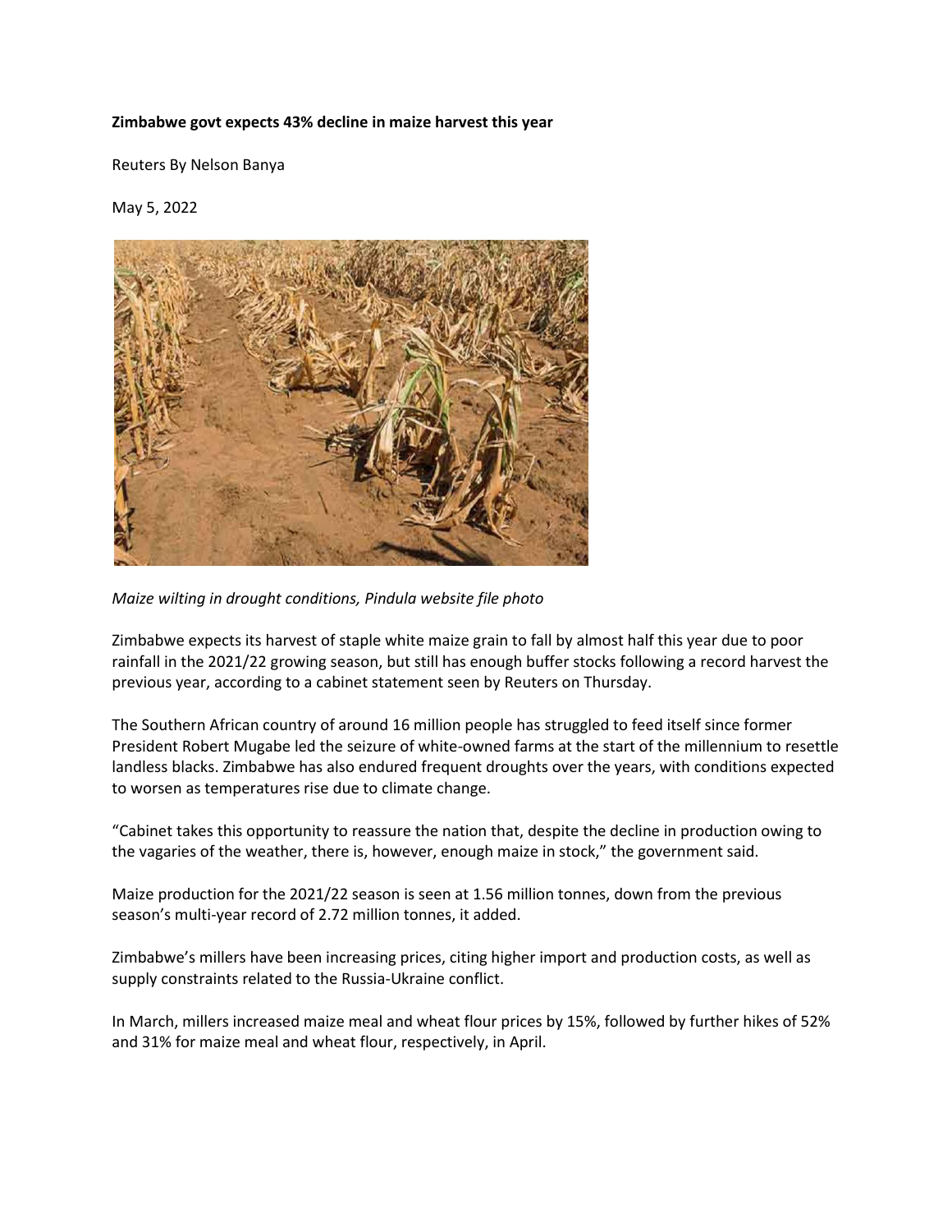**Zimbabwe govt expects 43% decline in maize harvest this year**

Reuters By Nelson Banya

May 5, 2022

*Maize wilting in drought conditions, Pindula website file photo*

Zimbabwe expects its harvest of staple white maize grain to fall by almost half this year due to poor rainfall in the 2021/22 growing season, but still has enough buffer stocks following a record harvest the previous year, according to a cabinet statement seen by Reuters on Thursday.

The Southern African country of around 16 million people has struggled to feed itself since former President Robert Mugabe led the seizure of white-owned farms at the start of the millennium to resettle landless blacks. Zimbabwe has also endured frequent droughts over the years, with conditions expected to worsen as temperatures rise due to climate change.

"Cabinet takes this opportunity to reassure the nation that, despite the decline in production owing to the vagaries of the weather, there is, however, enough maize in stock," the government said.

Maize production for the 2021/22 season is seen at 1.56 million tonnes, down from the previous season's multi-year record of 2.72 million tonnes, it added.

Zimbabwe's millers have been increasing prices, citing higher import and production costs, as well as supply constraints related to the Russia-Ukraine conflict.

In March, millers increased maize meal and wheat flour prices by 15%, followed by further hikes of 52% and 31% for maize meal and wheat flour, respectively, in April.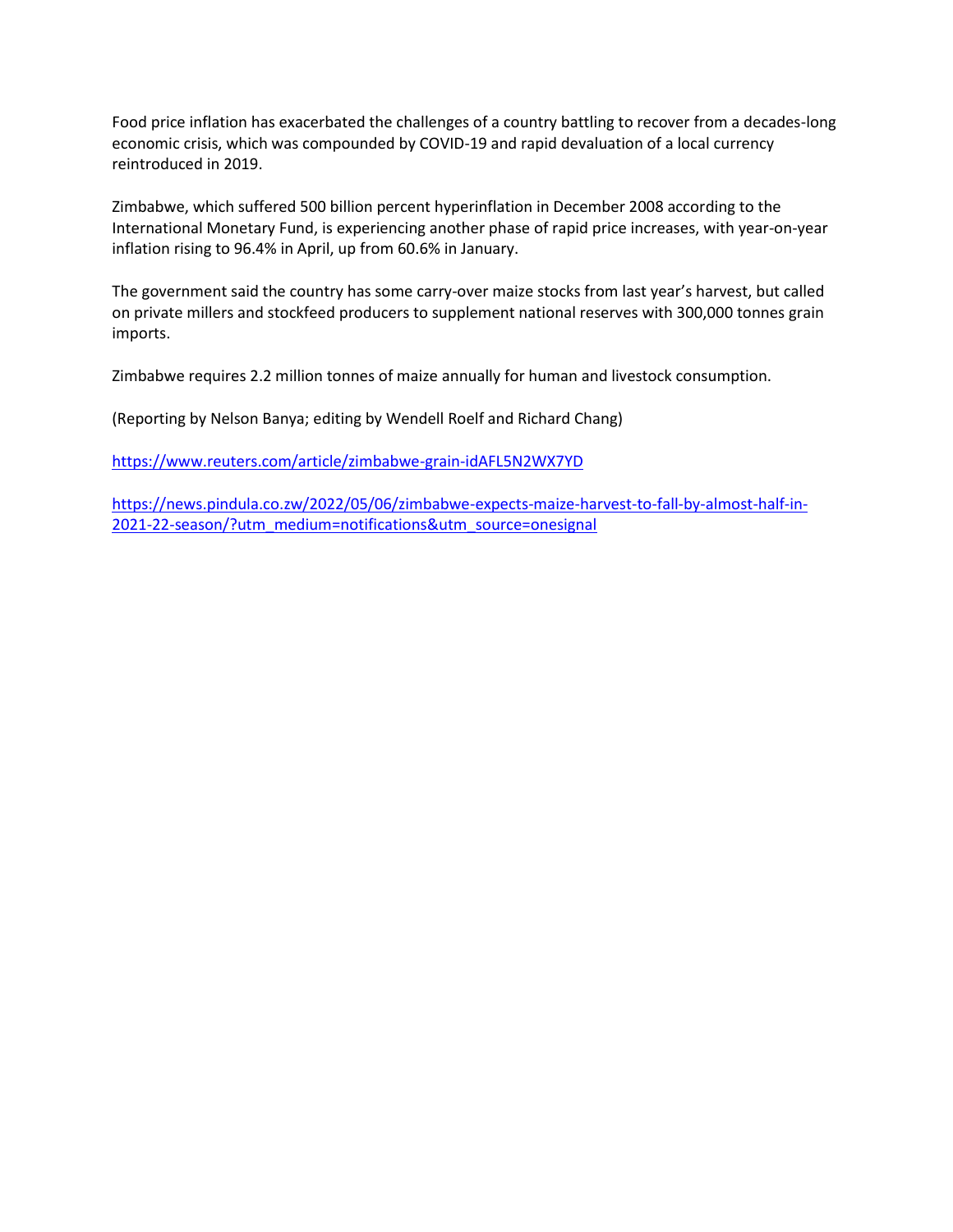Food price inflation has exacerbated the challenges of a country battling to recover from a decades-long economic crisis, which was compounded by COVID-19 and rapid devaluation of a local currency reintroduced in 2019.

Zimbabwe, which suffered 500 billion percent hyperinflation in December 2008 according to the International Monetary Fund, is experiencing another phase of rapid price increases, with year-on-year inflation rising to 96.4% in April, up from 60.6% in January.

The government said the country has some carry-over maize stocks from last year's harvest, but called on private millers and stockfeed producers to supplement national reserves with 300,000 tonnes grain imports.

Zimbabwe requires 2.2 million tonnes of maize annually for human and livestock consumption.

(Reporting by Nelson Banya; editing by Wendell Roelf and Richard Chang)

https://www.reuters.com/article/zimbabwe-grain-idAFL5N2WX7YD

https://news.pindula.co.zw/2022/05/06/zimbabwe-expects-maize-harvest-to-fall-by-almost-half-in-2021-22-season/?utm_medium=notifications&utm_source=onesignal